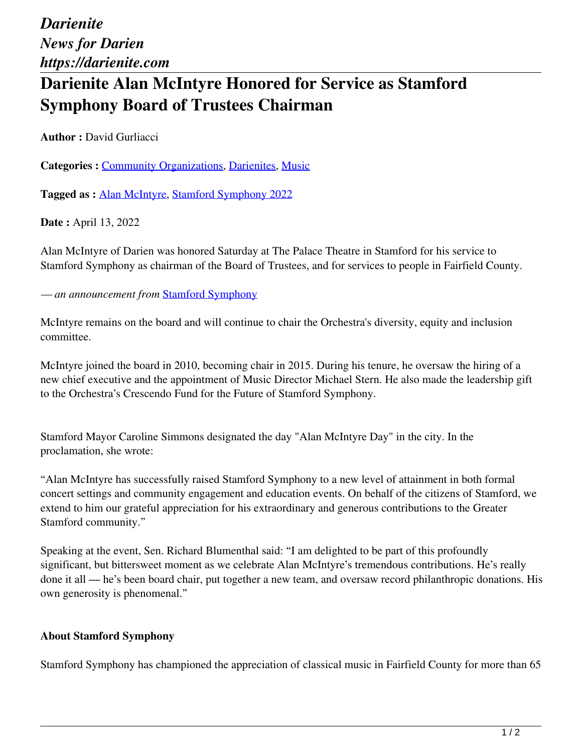*Darienite*
*News for Darien*
*https://darienite.com*

# Darienite Alan McIntyre Honored for Service as Stamford Symphony Board of Trustees Chairman

**Author :** David Gurliacci

**Categories :** Community Organizations, Darienites, Music

**Tagged as :** Alan McIntyre, Stamford Symphony 2022

**Date :** April 13, 2022

Alan McIntyre of Darien was honored Saturday at The Palace Theatre in Stamford for his service to Stamford Symphony as chairman of the Board of Trustees, and for services to people in Fairfield County.

*— an announcement from* Stamford Symphony

McIntyre remains on the board and will continue to chair the Orchestra's diversity, equity and inclusion committee.

McIntyre joined the board in 2010, becoming chair in 2015. During his tenure, he oversaw the hiring of a new chief executive and the appointment of Music Director Michael Stern. He also made the leadership gift to the Orchestra's Crescendo Fund for the Future of Stamford Symphony.

Stamford Mayor Caroline Simmons designated the day "Alan McIntyre Day" in the city. In the proclamation, she wrote:

"Alan McIntyre has successfully raised Stamford Symphony to a new level of attainment in both formal concert settings and community engagement and education events. On behalf of the citizens of Stamford, we extend to him our grateful appreciation for his extraordinary and generous contributions to the Greater Stamford community."

Speaking at the event, Sen. Richard Blumenthal said: "I am delighted to be part of this profoundly significant, but bittersweet moment as we celebrate Alan McIntyre's tremendous contributions. He's really done it all — he's been board chair, put together a new team, and oversaw record philanthropic donations. His own generosity is phenomenal."

**About Stamford Symphony**

Stamford Symphony has championed the appreciation of classical music in Fairfield County for more than 65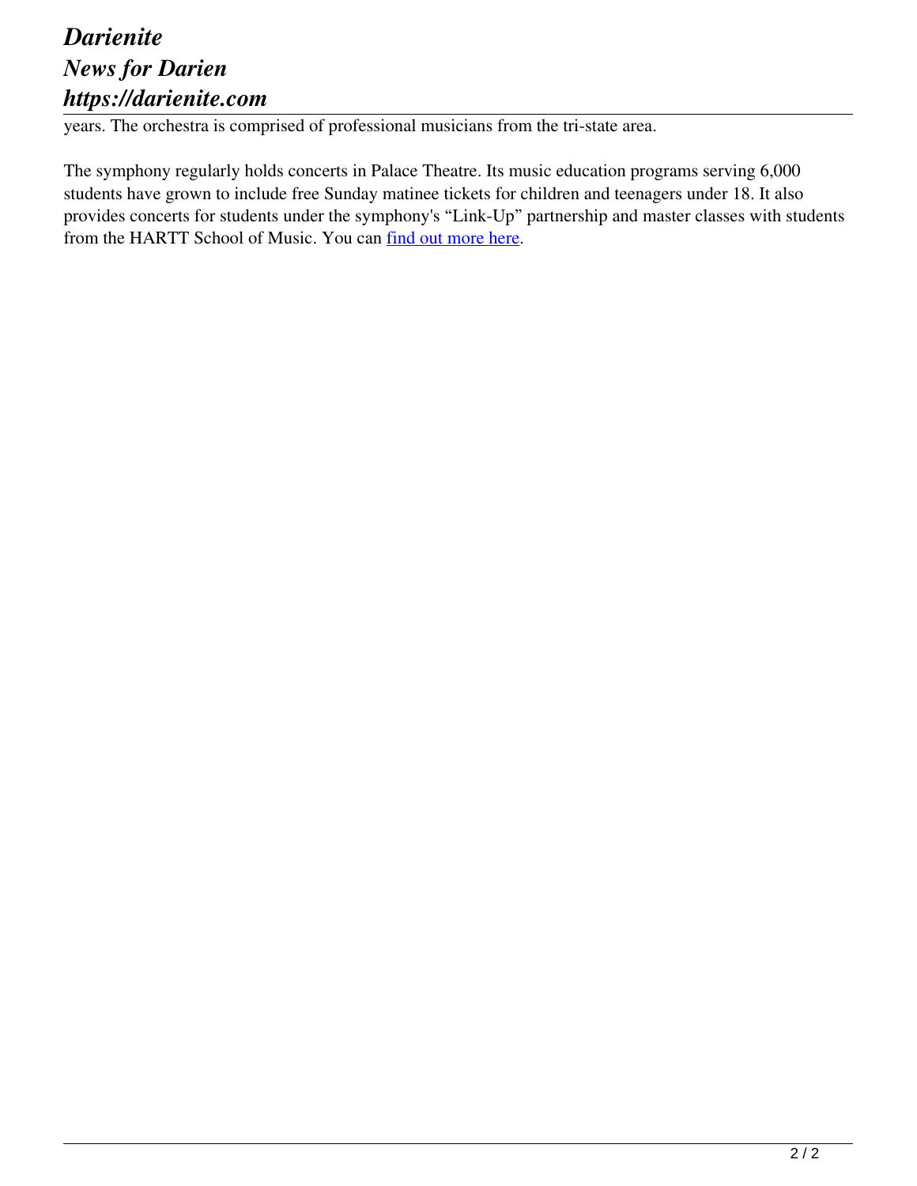years. The orchestra is comprised of professional musicians from the tri-state area.

The symphony regularly holds concerts in Palace Theatre. Its music education programs serving 6,000 students have grown to include free Sunday matinee tickets for children and teenagers under 18. It also provides concerts for students under the symphony's "Link-Up" partnership and master classes with students from the HARTT School of Music. You can find out more here.